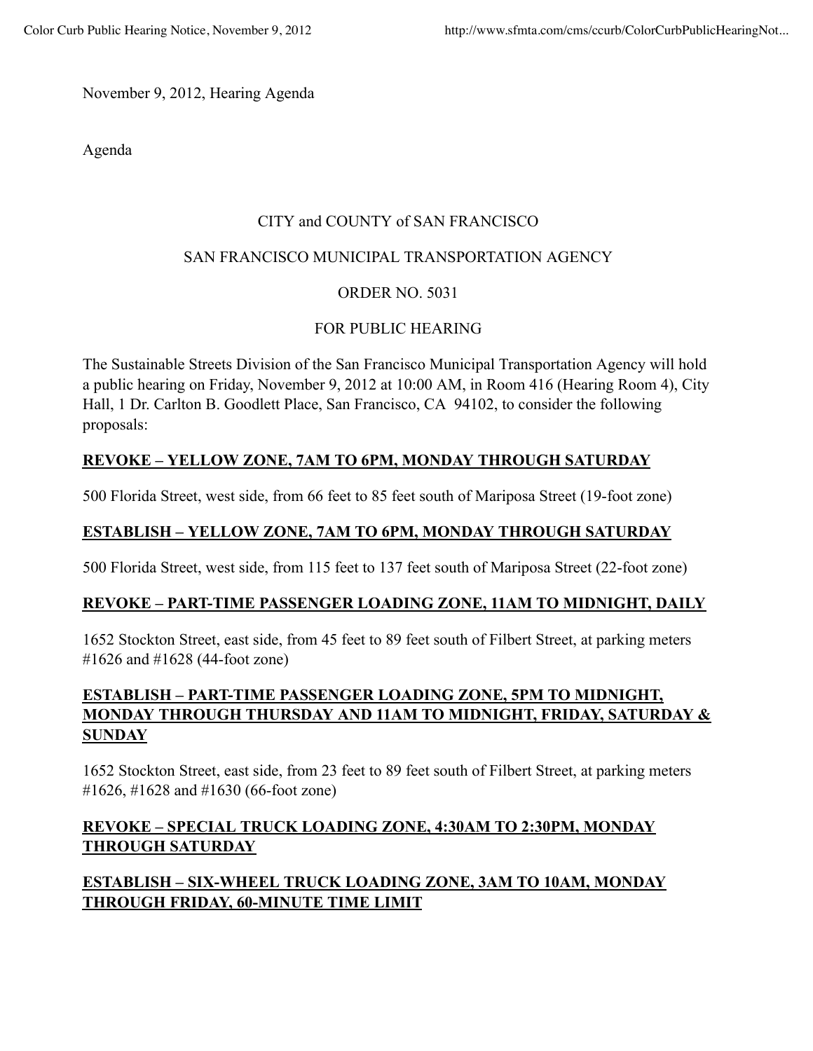November 9, 2012, Hearing Agenda

Agenda

CITY and COUNTY of SAN FRANCISCO

SAN FRANCISCO MUNICIPAL TRANSPORTATION AGENCY

ORDER NO. 5031

FOR PUBLIC HEARING

The Sustainable Streets Division of the San Francisco Municipal Transportation Agency will hold a public hearing on Friday, November 9, 2012 at 10:00 AM, in Room 416 (Hearing Room 4), City Hall, 1 Dr. Carlton B. Goodlett Place, San Francisco, CA 94102, to consider the following proposals:

**REVOKE – YELLOW ZONE, 7AM TO 6PM, MONDAY THROUGH SATURDAY**

500 Florida Street, west side, from 66 feet to 85 feet south of Mariposa Street (19-foot zone)

**ESTABLISH – YELLOW ZONE, 7AM TO 6PM, MONDAY THROUGH SATURDAY**

500 Florida Street, west side, from 115 feet to 137 feet south of Mariposa Street (22-foot zone)

**REVOKE – PART-TIME PASSENGER LOADING ZONE, 11AM TO MIDNIGHT, DAILY**

1652 Stockton Street, east side, from 45 feet to 89 feet south of Filbert Street, at parking meters #1626 and #1628 (44-foot zone)

**ESTABLISH – PART-TIME PASSENGER LOADING ZONE, 5PM TO MIDNIGHT, MONDAY THROUGH THURSDAY AND 11AM TO MIDNIGHT, FRIDAY, SATURDAY & SUNDAY**

1652 Stockton Street, east side, from 23 feet to 89 feet south of Filbert Street, at parking meters #1626, #1628 and #1630 (66-foot zone)

**REVOKE – SPECIAL TRUCK LOADING ZONE, 4:30AM TO 2:30PM, MONDAY THROUGH SATURDAY**

**ESTABLISH – SIX-WHEEL TRUCK LOADING ZONE, 3AM TO 10AM, MONDAY THROUGH FRIDAY, 60-MINUTE TIME LIMIT**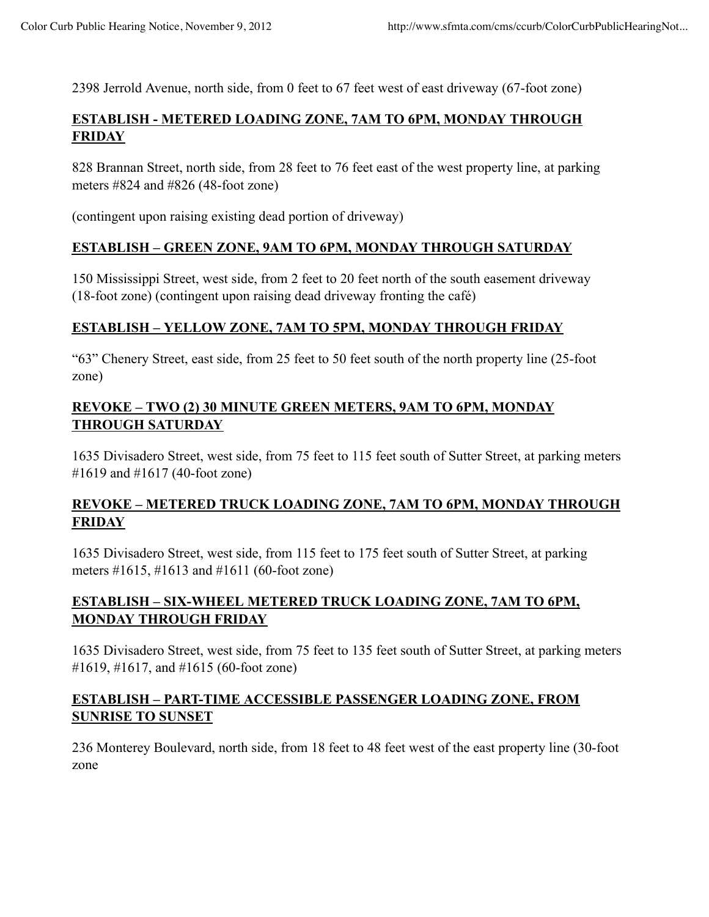2398 Jerrold Avenue, north side, from 0 feet to 67 feet west of east driveway (67-foot zone)

**ESTABLISH - METERED LOADING ZONE, 7AM TO 6PM, MONDAY THROUGH FRIDAY**

828 Brannan Street, north side, from 28 feet to 76 feet east of the west property line, at parking meters #824 and #826 (48-foot zone)

(contingent upon raising existing dead portion of driveway)

**ESTABLISH – GREEN ZONE, 9AM TO 6PM, MONDAY THROUGH SATURDAY**

150 Mississippi Street, west side, from 2 feet to 20 feet north of the south easement driveway (18-foot zone) (contingent upon raising dead driveway fronting the café)

**ESTABLISH – YELLOW ZONE, 7AM TO 5PM, MONDAY THROUGH FRIDAY**

"63" Chenery Street, east side, from 25 feet to 50 feet south of the north property line (25-foot zone)

**REVOKE – TWO (2) 30 MINUTE GREEN METERS, 9AM TO 6PM, MONDAY THROUGH SATURDAY**

1635 Divisadero Street, west side, from 75 feet to 115 feet south of Sutter Street, at parking meters #1619 and #1617 (40-foot zone)

**REVOKE – METERED TRUCK LOADING ZONE, 7AM TO 6PM, MONDAY THROUGH FRIDAY**

1635 Divisadero Street, west side, from 115 feet to 175 feet south of Sutter Street, at parking meters #1615, #1613 and #1611 (60-foot zone)

**ESTABLISH – SIX-WHEEL METERED TRUCK LOADING ZONE, 7AM TO 6PM, MONDAY THROUGH FRIDAY**

1635 Divisadero Street, west side, from 75 feet to 135 feet south of Sutter Street, at parking meters #1619, #1617, and #1615 (60-foot zone)

**ESTABLISH – PART-TIME ACCESSIBLE PASSENGER LOADING ZONE, FROM SUNRISE TO SUNSET**

236 Monterey Boulevard, north side, from 18 feet to 48 feet west of the east property line (30-foot zone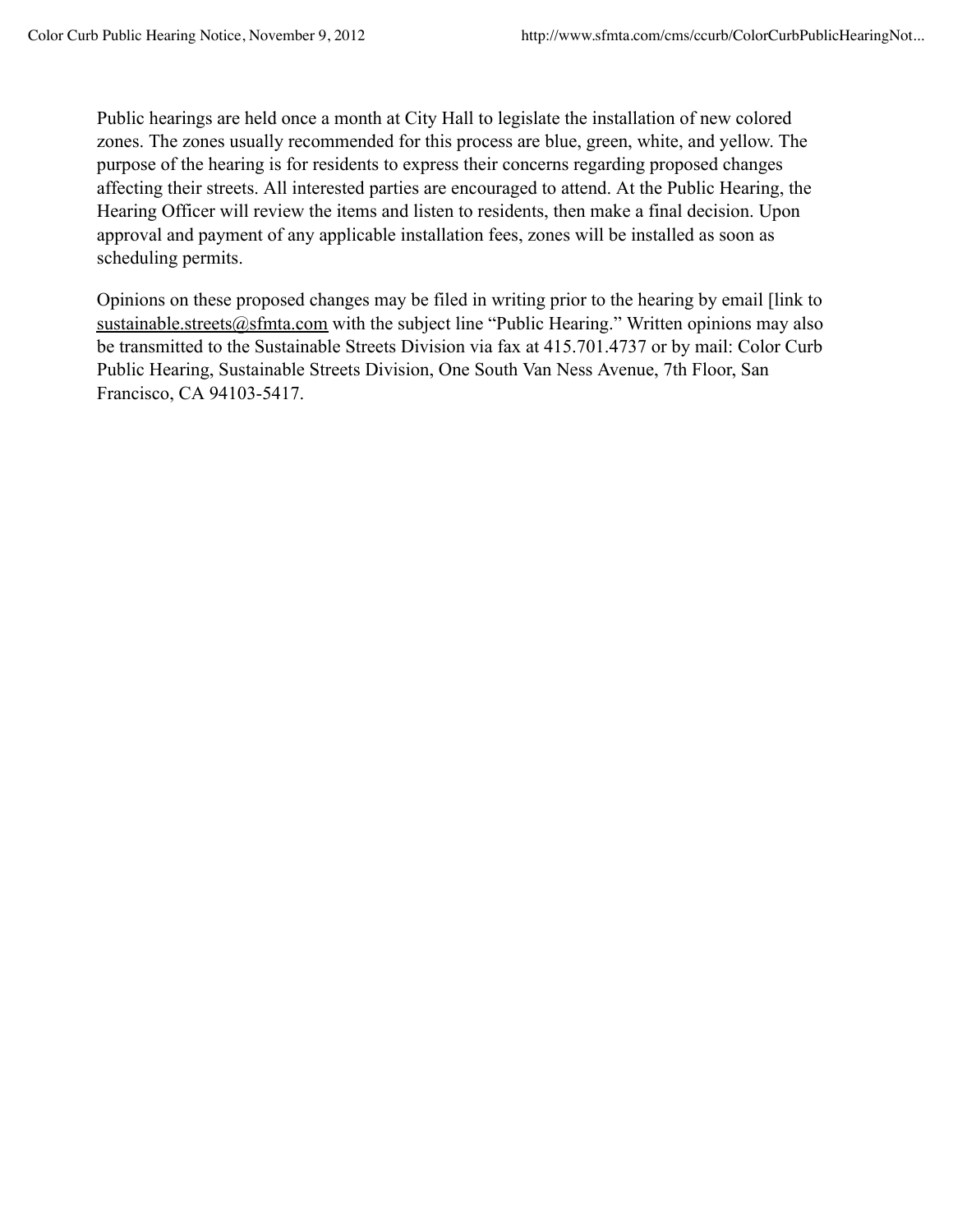Public hearings are held once a month at City Hall to legislate the installation of new colored zones. The zones usually recommended for this process are blue, green, white, and yellow. The purpose of the hearing is for residents to express their concerns regarding proposed changes affecting their streets. All interested parties are encouraged to attend. At the Public Hearing, the Hearing Officer will review the items and listen to residents, then make a final decision. Upon approval and payment of any applicable installation fees, zones will be installed as soon as scheduling permits.

Opinions on these proposed changes may be filed in writing prior to the hearing by email [link to sustainable.streets@sfmta.com with the subject line "Public Hearing." Written opinions may also be transmitted to the Sustainable Streets Division via fax at 415.701.4737 or by mail: Color Curb Public Hearing, Sustainable Streets Division, One South Van Ness Avenue, 7th Floor, San Francisco, CA 94103-5417.